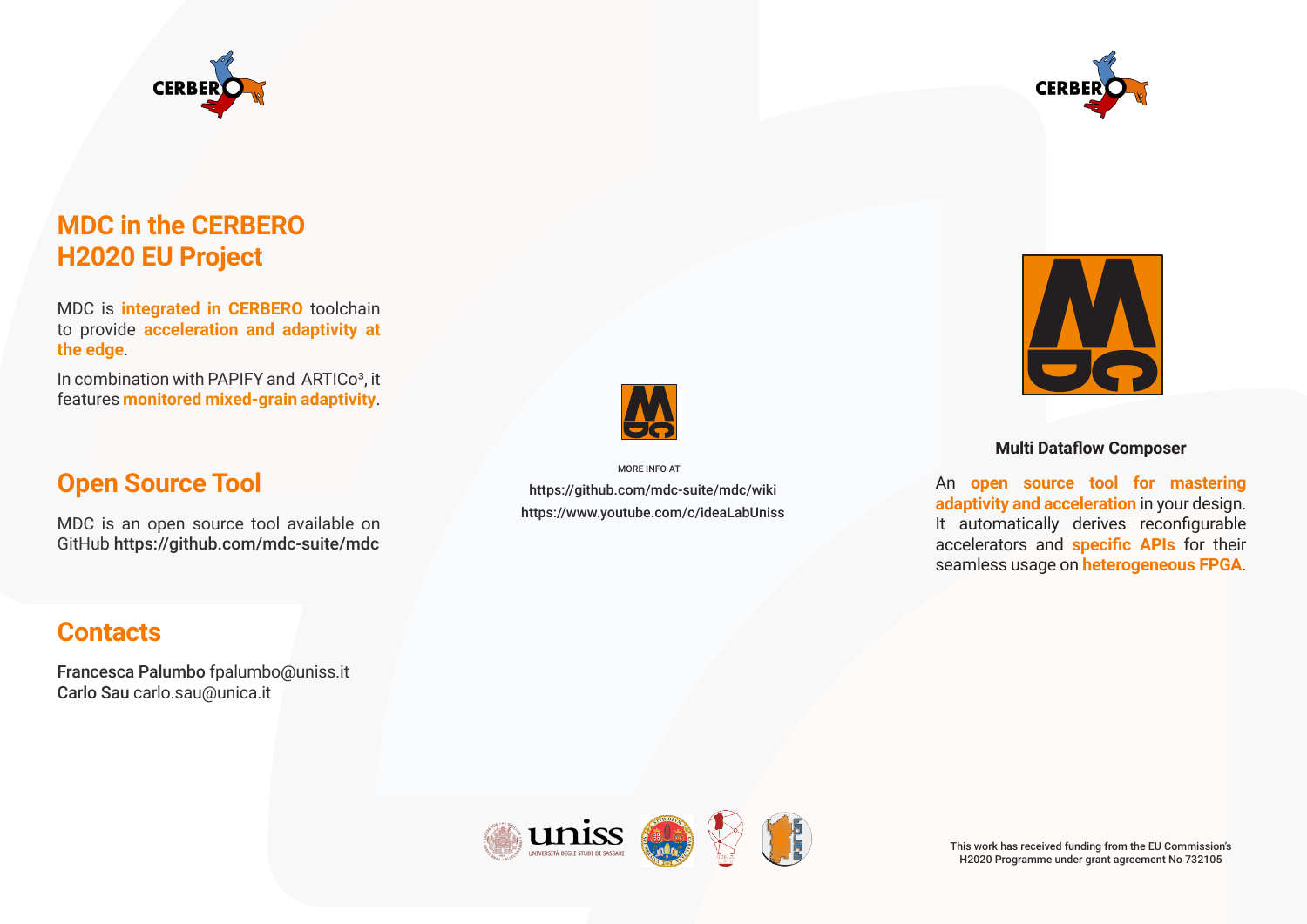## MDC in the CERBERO H2020 EU Project

MDC is **integrated in CERBERO** toolchain to provide **acceleration and adaptivity at the edge**.

In combination with PAPIFY and ARTICo³, it features **monitored mixed-grain adaptivity**.

## Open Source Tool

MDC is an open source tool available on GitHub **https://github.com/mdc-suite/mdc**

## Contacts

**Francesca Palumbo** fpalumbo@uniss.it
**Carlo Sau** carlo.sau@unica.it

MORE INFO AT

https://github.com/mdc-suite/mdc/wiki

https://www.youtube.com/c/ideaLabUniss

**Multi Dataflow Composer**

An **open source tool for mastering adaptivity and acceleration** in your design. It automatically derives reconfigurable accelerators and **specific APIs** for their seamless usage on **heterogeneous FPGA**.

This work has received funding from the EU Commission's H2020 Programme under grant agreement No 732105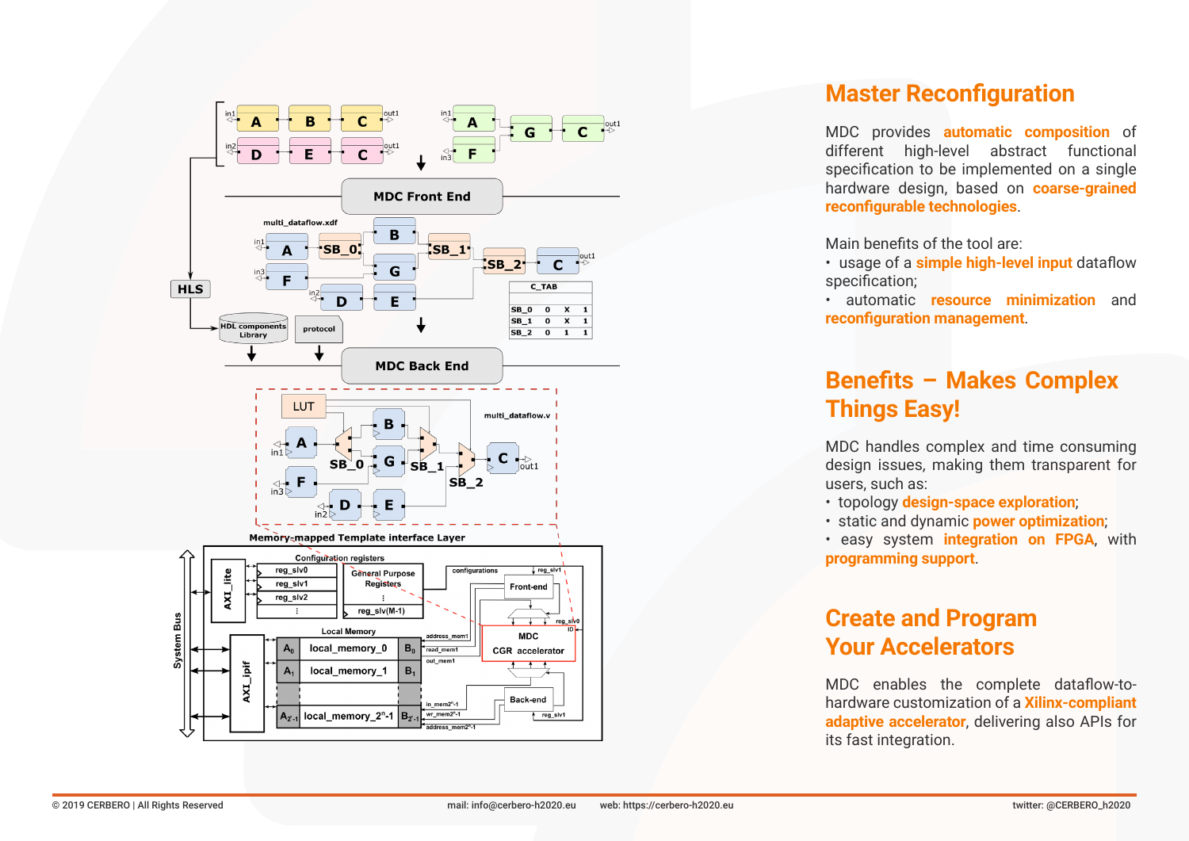## Master Reconfiguration

MDC provides **automatic composition** of different high-level abstract functional specification to be implemented on a single hardware design, based on **coarse-grained reconfigurable technologies**.

Main benefits of the tool are:

- usage of a **simple high-level input** dataflow specification;
- automatic **resource minimization** and **reconfiguration management**.

## Benefits – Makes Complex Things Easy!

MDC handles complex and time consuming design issues, making them transparent for users, such as:

- topology **design-space exploration**;
- static and dynamic **power optimization**;
- easy system **integration on FPGA**, with **programming support**.

## Create and Program Your Accelerators

MDC enables the complete dataflow-to-hardware customization of a **Xilinx-compliant adaptive accelerator**, delivering also APIs for its fast integration.